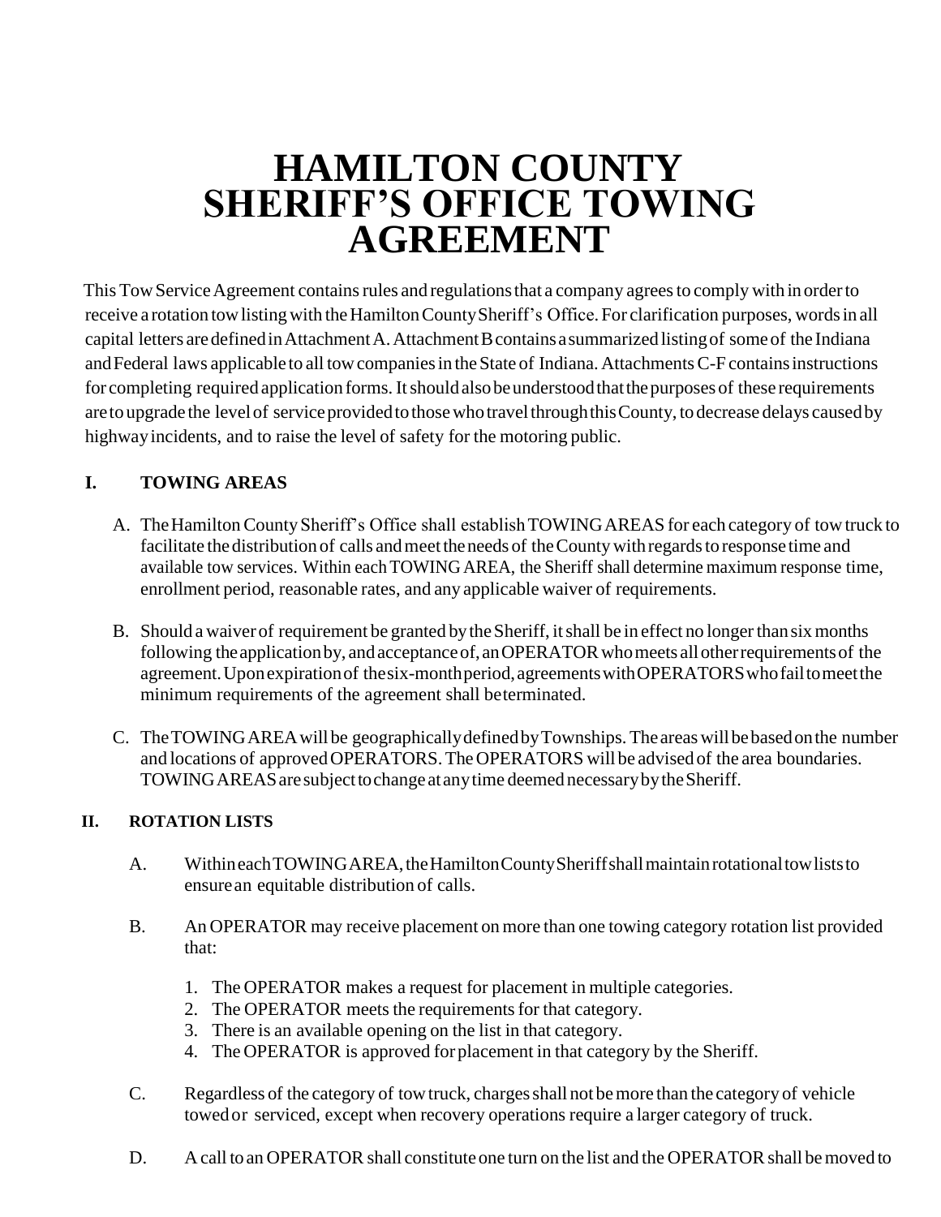# HAMILTON COUNTY SHERIFF'S OFFICE TOWING AGREEMENT

This Tow Service Agreement contains rules and regulations that a company agrees to comply with in order to receive a rotation tow listing with the Hamilton County Sheriff's Office. For clarification purposes, words in all capital letters are defined in Attachment A. Attachment B contains a summarized listing of some of the Indiana and Federal laws applicable to all tow companies in the State of Indiana. Attachments C-F contains instructions for completing required application forms. It should also be understood that the purposes of these requirements are to upgrade the level of service provided to those who travel through this County, to decrease delays caused by highway incidents, and to raise the level of safety for the motoring public.

## I. TOWING AREAS

A. The Hamilton County Sheriff's Office shall establish TOWING AREAS for each category of tow truck to facilitate the distribution of calls and meet the needs of the County with regards to response time and available tow services. Within each TOWING AREA, the Sheriff shall determine maximum response time, enrollment period, reasonable rates, and any applicable waiver of requirements.

B. Should a waiver of requirement be granted by the Sheriff, it shall be in effect no longer than six months following the application by, and acceptance of, an OPERATOR who meets all other requirements of the agreement. Upon expiration of the six-month period, agreements with OPERATORS who fail to meet the minimum requirements of the agreement shall be terminated.

C. The TOWING AREA will be geographically defined by Townships. The areas will be based on the number and locations of approved OPERATORS. The OPERATORS will be advised of the area boundaries. TOWING AREAS are subject to change at any time deemed necessary by the Sheriff.

## II. ROTATION LISTS

A. Within each TOWING AREA, the Hamilton County Sheriff shall maintain rotational tow lists to ensure an equitable distribution of calls.

B. An OPERATOR may receive placement on more than one towing category rotation list provided that:

1. The OPERATOR makes a request for placement in multiple categories.
2. The OPERATOR meets the requirements for that category.
3. There is an available opening on the list in that category.
4. The OPERATOR is approved for placement in that category by the Sheriff.

C. Regardless of the category of tow truck, charges shall not be more than the category of vehicle towed or serviced, except when recovery operations require a larger category of truck.

D. A call to an OPERATOR shall constitute one turn on the list and the OPERATOR shall be moved to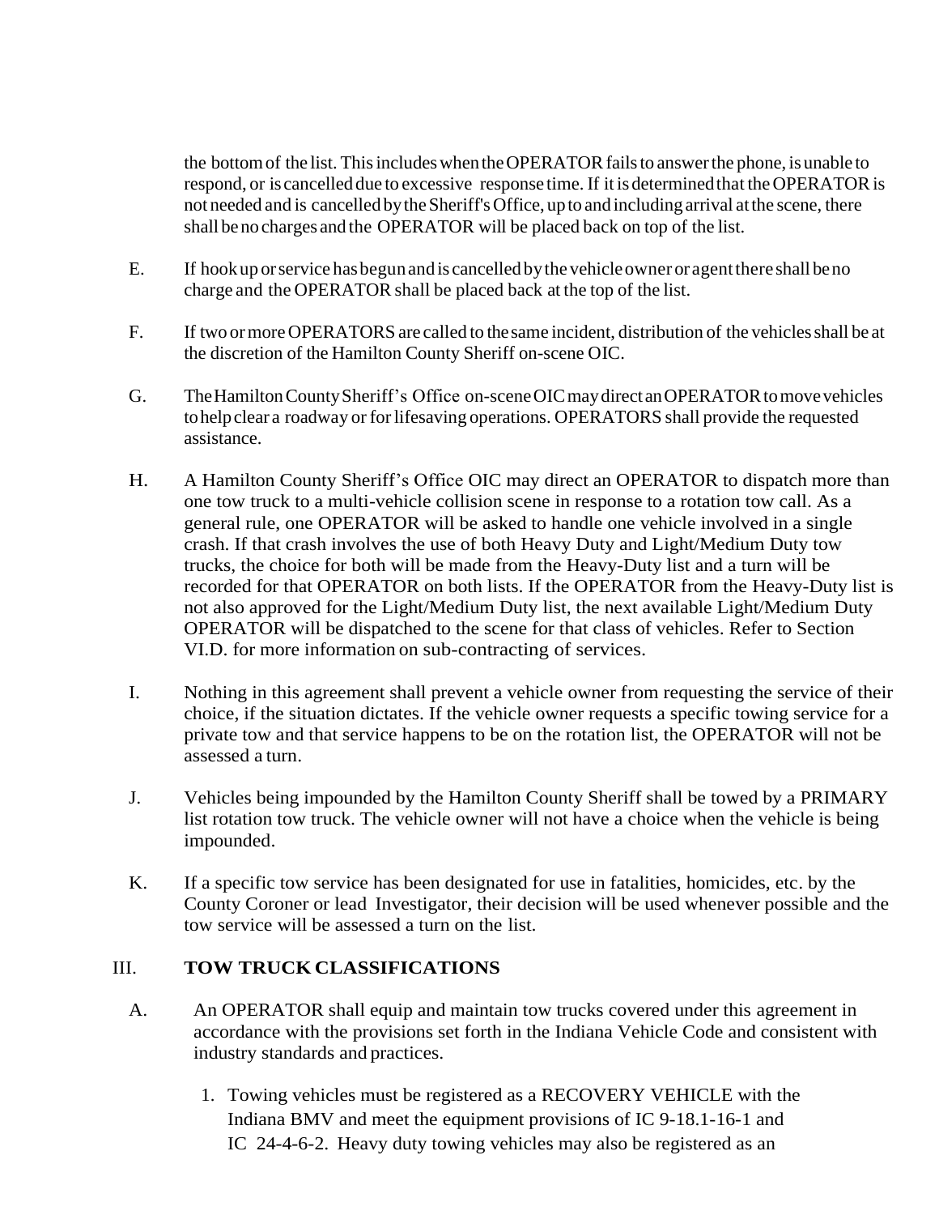the bottom of the list. This includes when the OPERATOR fails to answer the phone, is unable to respond, or is cancelled due to excessive response time. If it is determined that the OPERATOR is not needed and is cancelled by the Sheriff's Office, up to and including arrival at the scene, there shall be no charges and the OPERATOR will be placed back on top of the list.

E. If hook up or service has begun and is cancelled by the vehicle owner or agent there shall be no charge and the OPERATOR shall be placed back at the top of the list.

F. If two or more OPERATORS are called to the same incident, distribution of the vehicles shall be at the discretion of the Hamilton County Sheriff on-scene OIC.

G. The Hamilton County Sheriff's Office on-scene OIC may direct an OPERATOR to move vehicles to help clear a roadway or for lifesaving operations. OPERATORS shall provide the requested assistance.

H. A Hamilton County Sheriff's Office OIC may direct an OPERATOR to dispatch more than one tow truck to a multi-vehicle collision scene in response to a rotation tow call. As a general rule, one OPERATOR will be asked to handle one vehicle involved in a single crash. If that crash involves the use of both Heavy Duty and Light/Medium Duty tow trucks, the choice for both will be made from the Heavy-Duty list and a turn will be recorded for that OPERATOR on both lists. If the OPERATOR from the Heavy-Duty list is not also approved for the Light/Medium Duty list, the next available Light/Medium Duty OPERATOR will be dispatched to the scene for that class of vehicles. Refer to Section VI.D. for more information on sub-contracting of services.

I. Nothing in this agreement shall prevent a vehicle owner from requesting the service of their choice, if the situation dictates. If the vehicle owner requests a specific towing service for a private tow and that service happens to be on the rotation list, the OPERATOR will not be assessed a turn.

J. Vehicles being impounded by the Hamilton County Sheriff shall be towed by a PRIMARY list rotation tow truck. The vehicle owner will not have a choice when the vehicle is being impounded.

K. If a specific tow service has been designated for use in fatalities, homicides, etc. by the County Coroner or lead Investigator, their decision will be used whenever possible and the tow service will be assessed a turn on the list.

## III. TOW TRUCK CLASSIFICATIONS

A. An OPERATOR shall equip and maintain tow trucks covered under this agreement in accordance with the provisions set forth in the Indiana Vehicle Code and consistent with industry standards and practices.

1. Towing vehicles must be registered as a RECOVERY VEHICLE with the Indiana BMV and meet the equipment provisions of IC 9-18.1-16-1 and IC 24-4-6-2. Heavy duty towing vehicles may also be registered as an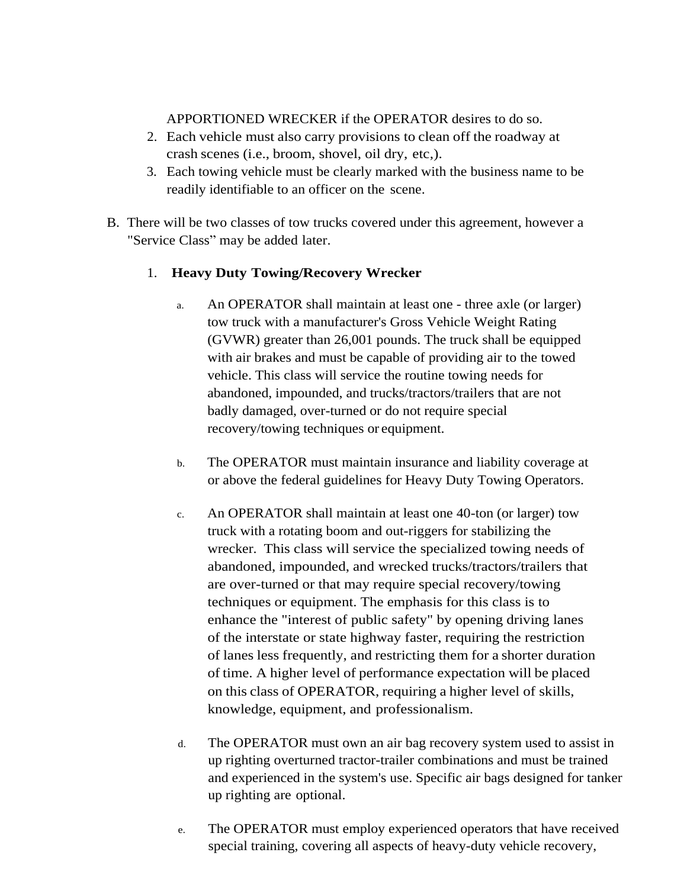APPORTIONED WRECKER if the OPERATOR desires to do so.

2. Each vehicle must also carry provisions to clean off the roadway at crash scenes (i.e., broom, shovel, oil dry, etc,).
3. Each towing vehicle must be clearly marked with the business name to be readily identifiable to an officer on the scene.

B. There will be two classes of tow trucks covered under this agreement, however a "Service Class" may be added later.

   1. **Heavy Duty Towing/Recovery Wrecker**

      a. An OPERATOR shall maintain at least one - three axle (or larger) tow truck with a manufacturer's Gross Vehicle Weight Rating (GVWR) greater than 26,001 pounds. The truck shall be equipped with air brakes and must be capable of providing air to the towed vehicle. This class will service the routine towing needs for abandoned, impounded, and trucks/tractors/trailers that are not badly damaged, over-turned or do not require special recovery/towing techniques or equipment.

      b. The OPERATOR must maintain insurance and liability coverage at or above the federal guidelines for Heavy Duty Towing Operators.

      c. An OPERATOR shall maintain at least one 40-ton (or larger) tow truck with a rotating boom and out-riggers for stabilizing the wrecker. This class will service the specialized towing needs of abandoned, impounded, and wrecked trucks/tractors/trailers that are over-turned or that may require special recovery/towing techniques or equipment. The emphasis for this class is to enhance the "interest of public safety" by opening driving lanes of the interstate or state highway faster, requiring the restriction of lanes less frequently, and restricting them for a shorter duration of time. A higher level of performance expectation will be placed on this class of OPERATOR, requiring a higher level of skills, knowledge, equipment, and professionalism.

      d. The OPERATOR must own an air bag recovery system used to assist in up righting overturned tractor-trailer combinations and must be trained and experienced in the system's use. Specific air bags designed for tanker up righting are optional.

      e. The OPERATOR must employ experienced operators that have received special training, covering all aspects of heavy-duty vehicle recovery,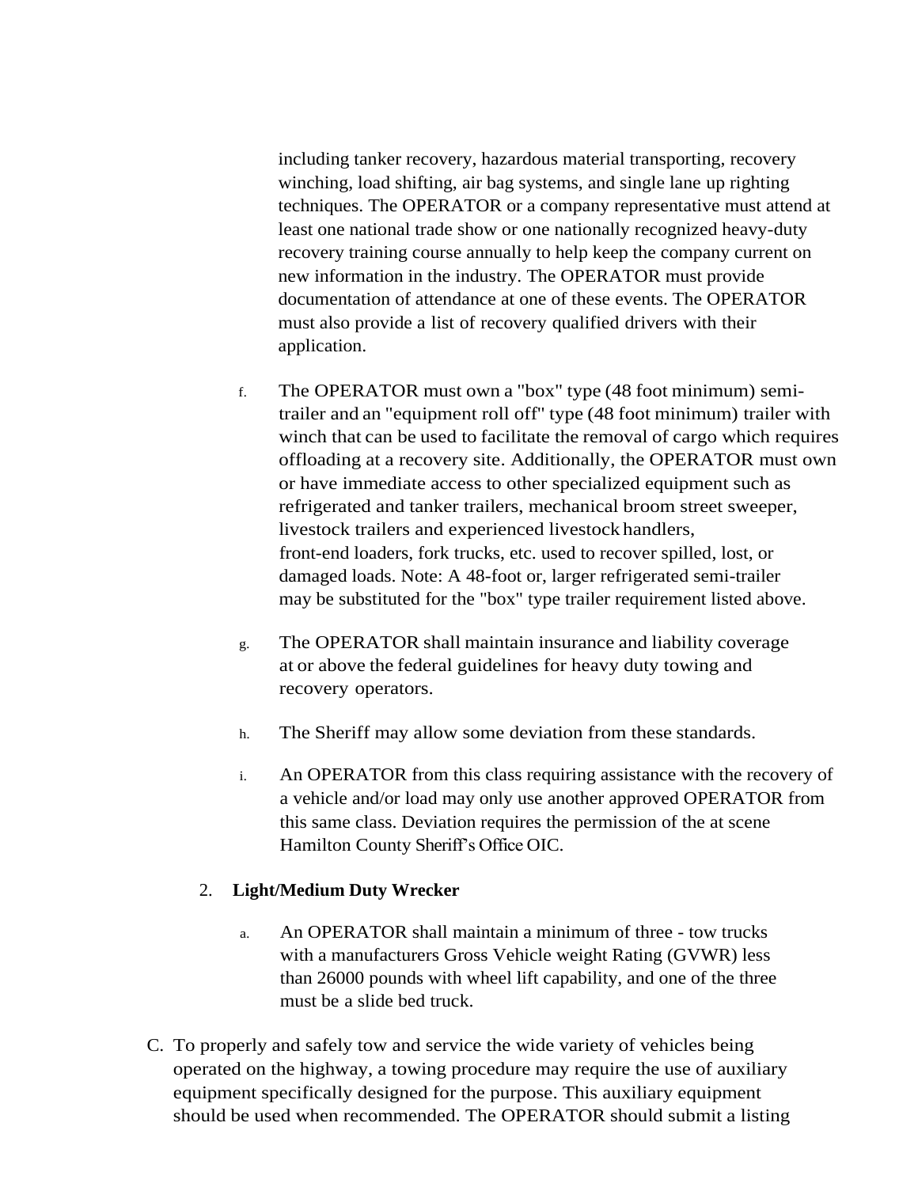including tanker recovery, hazardous material transporting, recovery winching, load shifting, air bag systems, and single lane up righting techniques. The OPERATOR or a company representative must attend at least one national trade show or one nationally recognized heavy-duty recovery training course annually to help keep the company current on new information in the industry. The OPERATOR must provide documentation of attendance at one of these events. The OPERATOR must also provide a list of recovery qualified drivers with their application.

f. The OPERATOR must own a "box" type (48 foot minimum) semi-trailer and an "equipment roll off" type (48 foot minimum) trailer with winch that can be used to facilitate the removal of cargo which requires offloading at a recovery site. Additionally, the OPERATOR must own or have immediate access to other specialized equipment such as refrigerated and tanker trailers, mechanical broom street sweeper, livestock trailers and experienced livestock handlers, front-end loaders, fork trucks, etc. used to recover spilled, lost, or damaged loads. Note: A 48-foot or, larger refrigerated semi-trailer may be substituted for the "box" type trailer requirement listed above.

g. The OPERATOR shall maintain insurance and liability coverage at or above the federal guidelines for heavy duty towing and recovery operators.

h. The Sheriff may allow some deviation from these standards.

i. An OPERATOR from this class requiring assistance with the recovery of a vehicle and/or load may only use another approved OPERATOR from this same class. Deviation requires the permission of the at scene Hamilton County Sheriff's Office OIC.

2. **Light/Medium Duty Wrecker**

   a. An OPERATOR shall maintain a minimum of three - tow trucks with a manufacturers Gross Vehicle weight Rating (GVWR) less than 26000 pounds with wheel lift capability, and one of the three must be a slide bed truck.

C. To properly and safely tow and service the wide variety of vehicles being operated on the highway, a towing procedure may require the use of auxiliary equipment specifically designed for the purpose. This auxiliary equipment should be used when recommended. The OPERATOR should submit a listing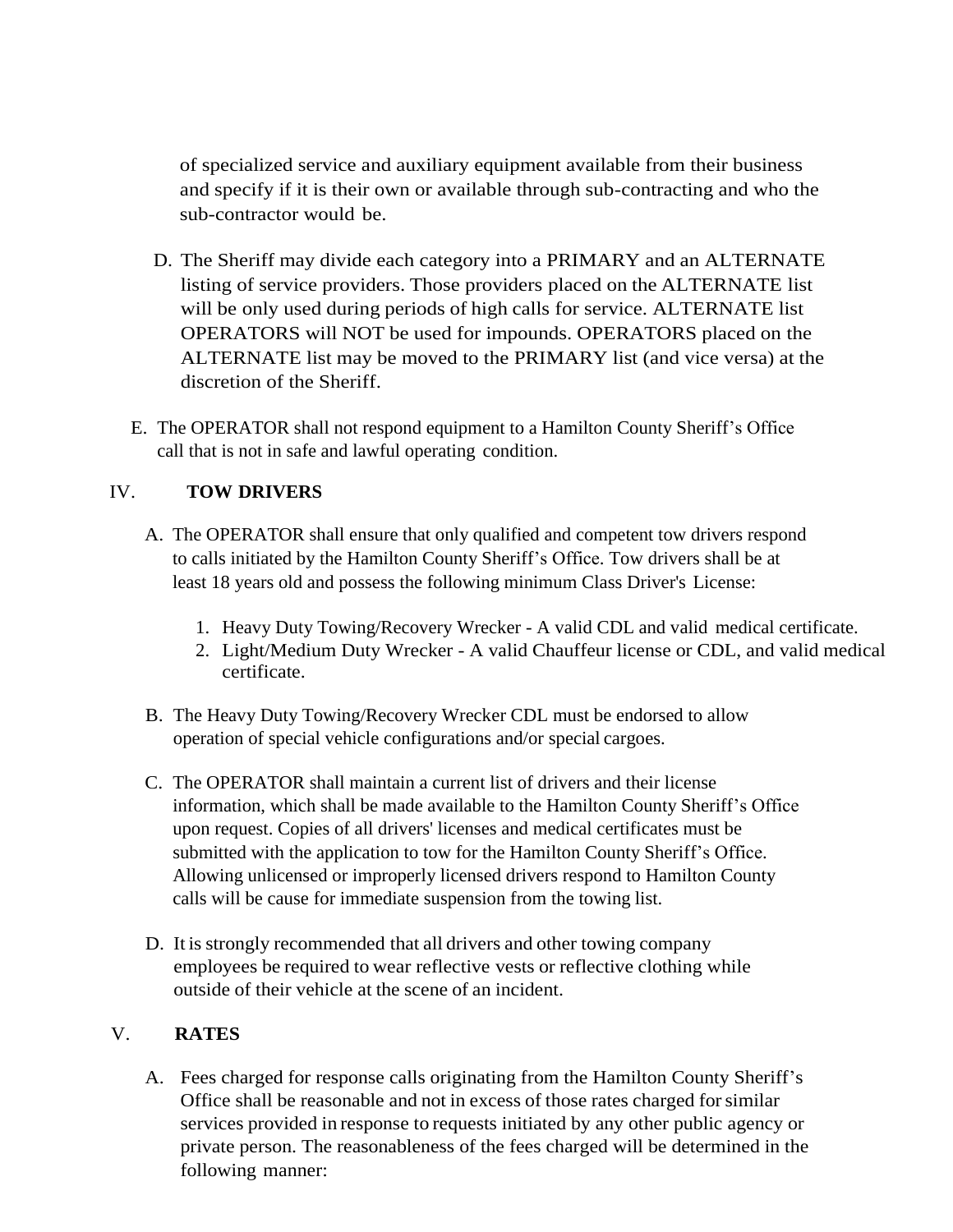of specialized service and auxiliary equipment available from their business and specify if it is their own or available through sub-contracting and who the sub-contractor would be.

D. The Sheriff may divide each category into a PRIMARY and an ALTERNATE listing of service providers. Those providers placed on the ALTERNATE list will be only used during periods of high calls for service. ALTERNATE list OPERATORS will NOT be used for impounds. OPERATORS placed on the ALTERNATE list may be moved to the PRIMARY list (and vice versa) at the discretion of the Sheriff.

E. The OPERATOR shall not respond equipment to a Hamilton County Sheriff's Office call that is not in safe and lawful operating condition.

## IV. TOW DRIVERS

A. The OPERATOR shall ensure that only qualified and competent tow drivers respond to calls initiated by the Hamilton County Sheriff's Office. Tow drivers shall be at least 18 years old and possess the following minimum Class Driver's License:

1. Heavy Duty Towing/Recovery Wrecker - A valid CDL and valid medical certificate.
2. Light/Medium Duty Wrecker - A valid Chauffeur license or CDL, and valid medical certificate.

B. The Heavy Duty Towing/Recovery Wrecker CDL must be endorsed to allow operation of special vehicle configurations and/or special cargoes.

C. The OPERATOR shall maintain a current list of drivers and their license information, which shall be made available to the Hamilton County Sheriff's Office upon request. Copies of all drivers' licenses and medical certificates must be submitted with the application to tow for the Hamilton County Sheriff's Office. Allowing unlicensed or improperly licensed drivers respond to Hamilton County calls will be cause for immediate suspension from the towing list.

D. It is strongly recommended that all drivers and other towing company employees be required to wear reflective vests or reflective clothing while outside of their vehicle at the scene of an incident.

## V. RATES

A. Fees charged for response calls originating from the Hamilton County Sheriff's Office shall be reasonable and not in excess of those rates charged for similar services provided in response to requests initiated by any other public agency or private person. The reasonableness of the fees charged will be determined in the following manner: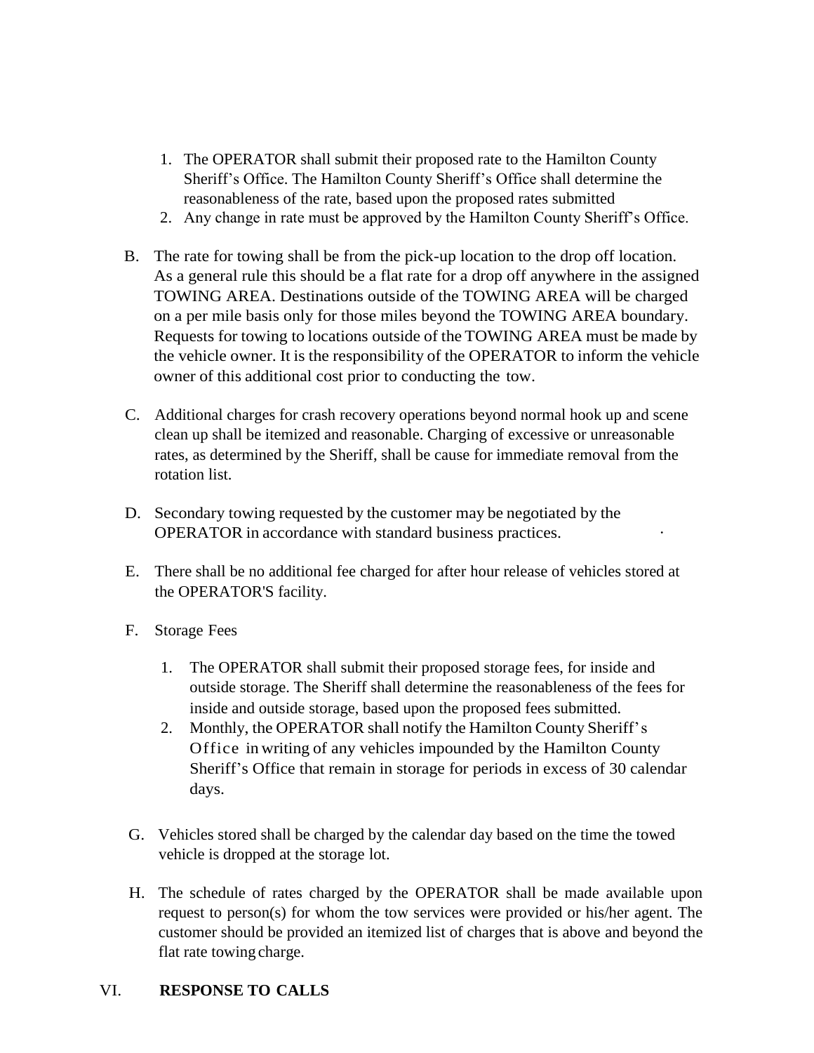1. The OPERATOR shall submit their proposed rate to the Hamilton County Sheriff's Office. The Hamilton County Sheriff's Office shall determine the reasonableness of the rate, based upon the proposed rates submitted
2. Any change in rate must be approved by the Hamilton County Sheriff's Office.

B. The rate for towing shall be from the pick-up location to the drop off location. As a general rule this should be a flat rate for a drop off anywhere in the assigned TOWING AREA. Destinations outside of the TOWING AREA will be charged on a per mile basis only for those miles beyond the TOWING AREA boundary. Requests for towing to locations outside of the TOWING AREA must be made by the vehicle owner. It is the responsibility of the OPERATOR to inform the vehicle owner of this additional cost prior to conducting the tow.

C. Additional charges for crash recovery operations beyond normal hook up and scene clean up shall be itemized and reasonable. Charging of excessive or unreasonable rates, as determined by the Sheriff, shall be cause for immediate removal from the rotation list.

D. Secondary towing requested by the customer may be negotiated by the OPERATOR in accordance with standard business practices.

E. There shall be no additional fee charged for after hour release of vehicles stored at the OPERATOR'S facility.

F. Storage Fees

1. The OPERATOR shall submit their proposed storage fees, for inside and outside storage. The Sheriff shall determine the reasonableness of the fees for inside and outside storage, based upon the proposed fees submitted.
2. Monthly, the OPERATOR shall notify the Hamilton County Sheriff's Office in writing of any vehicles impounded by the Hamilton County Sheriff's Office that remain in storage for periods in excess of 30 calendar days.

G. Vehicles stored shall be charged by the calendar day based on the time the towed vehicle is dropped at the storage lot.

H. The schedule of rates charged by the OPERATOR shall be made available upon request to person(s) for whom the tow services were provided or his/her agent. The customer should be provided an itemized list of charges that is above and beyond the flat rate towing charge.

## VI. RESPONSE TO CALLS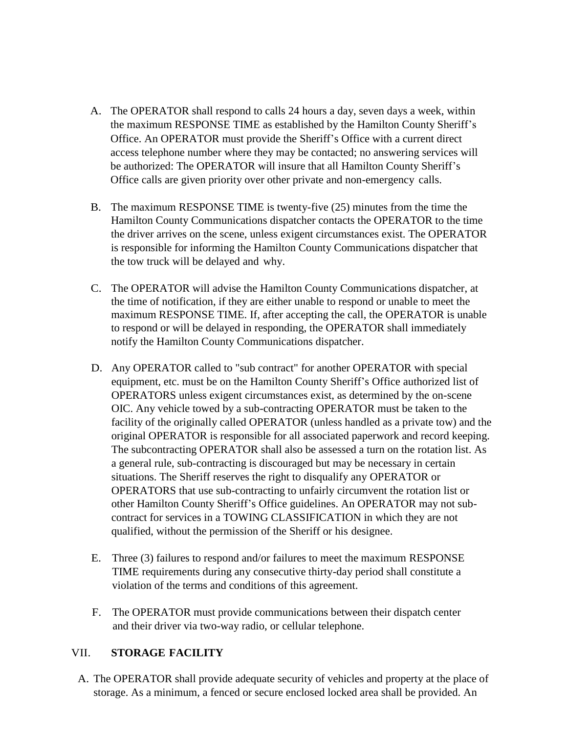A. The OPERATOR shall respond to calls 24 hours a day, seven days a week, within the maximum RESPONSE TIME as established by the Hamilton County Sheriff's Office. An OPERATOR must provide the Sheriff's Office with a current direct access telephone number where they may be contacted; no answering services will be authorized: The OPERATOR will insure that all Hamilton County Sheriff's Office calls are given priority over other private and non-emergency calls.

B. The maximum RESPONSE TIME is twenty-five (25) minutes from the time the Hamilton County Communications dispatcher contacts the OPERATOR to the time the driver arrives on the scene, unless exigent circumstances exist. The OPERATOR is responsible for informing the Hamilton County Communications dispatcher that the tow truck will be delayed and why.

C. The OPERATOR will advise the Hamilton County Communications dispatcher, at the time of notification, if they are either unable to respond or unable to meet the maximum RESPONSE TIME. If, after accepting the call, the OPERATOR is unable to respond or will be delayed in responding, the OPERATOR shall immediately notify the Hamilton County Communications dispatcher.

D. Any OPERATOR called to "sub contract" for another OPERATOR with special equipment, etc. must be on the Hamilton County Sheriff's Office authorized list of OPERATORS unless exigent circumstances exist, as determined by the on-scene OIC. Any vehicle towed by a sub-contracting OPERATOR must be taken to the facility of the originally called OPERATOR (unless handled as a private tow) and the original OPERATOR is responsible for all associated paperwork and record keeping. The subcontracting OPERATOR shall also be assessed a turn on the rotation list. As a general rule, sub-contracting is discouraged but may be necessary in certain situations. The Sheriff reserves the right to disqualify any OPERATOR or OPERATORS that use sub-contracting to unfairly circumvent the rotation list or other Hamilton County Sheriff's Office guidelines. An OPERATOR may not sub-contract for services in a TOWING CLASSIFICATION in which they are not qualified, without the permission of the Sheriff or his designee.

E. Three (3) failures to respond and/or failures to meet the maximum RESPONSE TIME requirements during any consecutive thirty-day period shall constitute a violation of the terms and conditions of this agreement.

F. The OPERATOR must provide communications between their dispatch center and their driver via two-way radio, or cellular telephone.

## VII. STORAGE FACILITY

A. The OPERATOR shall provide adequate security of vehicles and property at the place of storage. As a minimum, a fenced or secure enclosed locked area shall be provided. An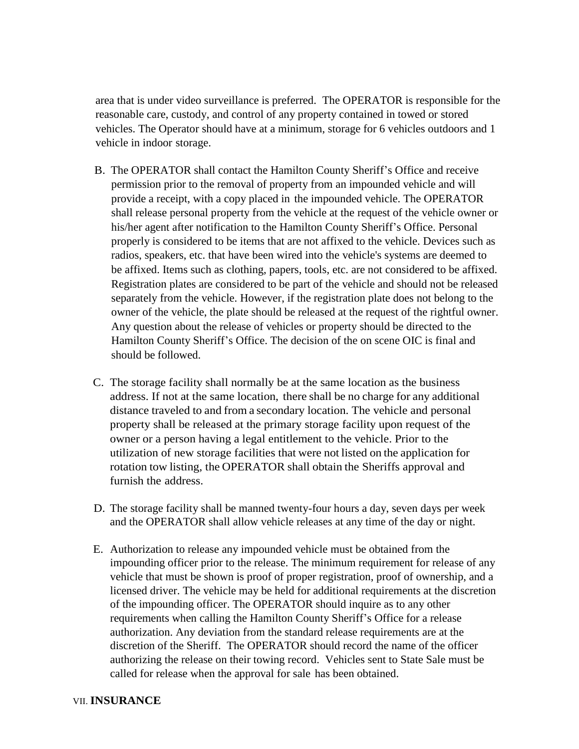area that is under video surveillance is preferred. The OPERATOR is responsible for the reasonable care, custody, and control of any property contained in towed or stored vehicles. The Operator should have at a minimum, storage for 6 vehicles outdoors and 1 vehicle in indoor storage.

B. The OPERATOR shall contact the Hamilton County Sheriff's Office and receive permission prior to the removal of property from an impounded vehicle and will provide a receipt, with a copy placed in the impounded vehicle. The OPERATOR shall release personal property from the vehicle at the request of the vehicle owner or his/her agent after notification to the Hamilton County Sheriff's Office. Personal properly is considered to be items that are not affixed to the vehicle. Devices such as radios, speakers, etc. that have been wired into the vehicle's systems are deemed to be affixed. Items such as clothing, papers, tools, etc. are not considered to be affixed. Registration plates are considered to be part of the vehicle and should not be released separately from the vehicle. However, if the registration plate does not belong to the owner of the vehicle, the plate should be released at the request of the rightful owner. Any question about the release of vehicles or property should be directed to the Hamilton County Sheriff's Office. The decision of the on scene OIC is final and should be followed.

C. The storage facility shall normally be at the same location as the business address. If not at the same location, there shall be no charge for any additional distance traveled to and from a secondary location. The vehicle and personal property shall be released at the primary storage facility upon request of the owner or a person having a legal entitlement to the vehicle. Prior to the utilization of new storage facilities that were not listed on the application for rotation tow listing, the OPERATOR shall obtain the Sheriffs approval and furnish the address.

D. The storage facility shall be manned twenty-four hours a day, seven days per week and the OPERATOR shall allow vehicle releases at any time of the day or night.

E. Authorization to release any impounded vehicle must be obtained from the impounding officer prior to the release. The minimum requirement for release of any vehicle that must be shown is proof of proper registration, proof of ownership, and a licensed driver. The vehicle may be held for additional requirements at the discretion of the impounding officer. The OPERATOR should inquire as to any other requirements when calling the Hamilton County Sheriff's Office for a release authorization. Any deviation from the standard release requirements are at the discretion of the Sheriff. The OPERATOR should record the name of the officer authorizing the release on their towing record. Vehicles sent to State Sale must be called for release when the approval for sale has been obtained.

## VII. **INSURANCE**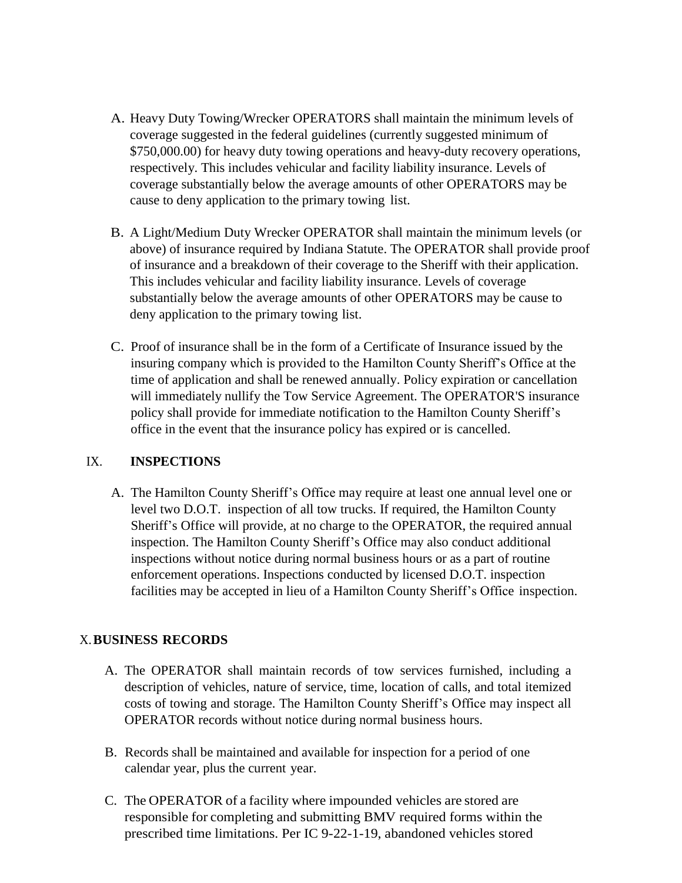A. Heavy Duty Towing/Wrecker OPERATORS shall maintain the minimum levels of coverage suggested in the federal guidelines (currently suggested minimum of $750,000.00) for heavy duty towing operations and heavy-duty recovery operations, respectively. This includes vehicular and facility liability insurance. Levels of coverage substantially below the average amounts of other OPERATORS may be cause to deny application to the primary towing list.

B. A Light/Medium Duty Wrecker OPERATOR shall maintain the minimum levels (or above) of insurance required by Indiana Statute. The OPERATOR shall provide proof of insurance and a breakdown of their coverage to the Sheriff with their application. This includes vehicular and facility liability insurance. Levels of coverage substantially below the average amounts of other OPERATORS may be cause to deny application to the primary towing list.

C. Proof of insurance shall be in the form of a Certificate of Insurance issued by the insuring company which is provided to the Hamilton County Sheriff's Office at the time of application and shall be renewed annually. Policy expiration or cancellation will immediately nullify the Tow Service Agreement. The OPERATOR'S insurance policy shall provide for immediate notification to the Hamilton County Sheriff's office in the event that the insurance policy has expired or is cancelled.

## IX. INSPECTIONS

A. The Hamilton County Sheriff's Office may require at least one annual level one or level two D.O.T. inspection of all tow trucks. If required, the Hamilton County Sheriff's Office will provide, at no charge to the OPERATOR, the required annual inspection. The Hamilton County Sheriff's Office may also conduct additional inspections without notice during normal business hours or as a part of routine enforcement operations. Inspections conducted by licensed D.O.T. inspection facilities may be accepted in lieu of a Hamilton County Sheriff's Office inspection.

## X. BUSINESS RECORDS

A. The OPERATOR shall maintain records of tow services furnished, including a description of vehicles, nature of service, time, location of calls, and total itemized costs of towing and storage. The Hamilton County Sheriff's Office may inspect all OPERATOR records without notice during normal business hours.

B. Records shall be maintained and available for inspection for a period of one calendar year, plus the current year.

C. The OPERATOR of a facility where impounded vehicles are stored are responsible for completing and submitting BMV required forms within the prescribed time limitations. Per IC 9-22-1-19, abandoned vehicles stored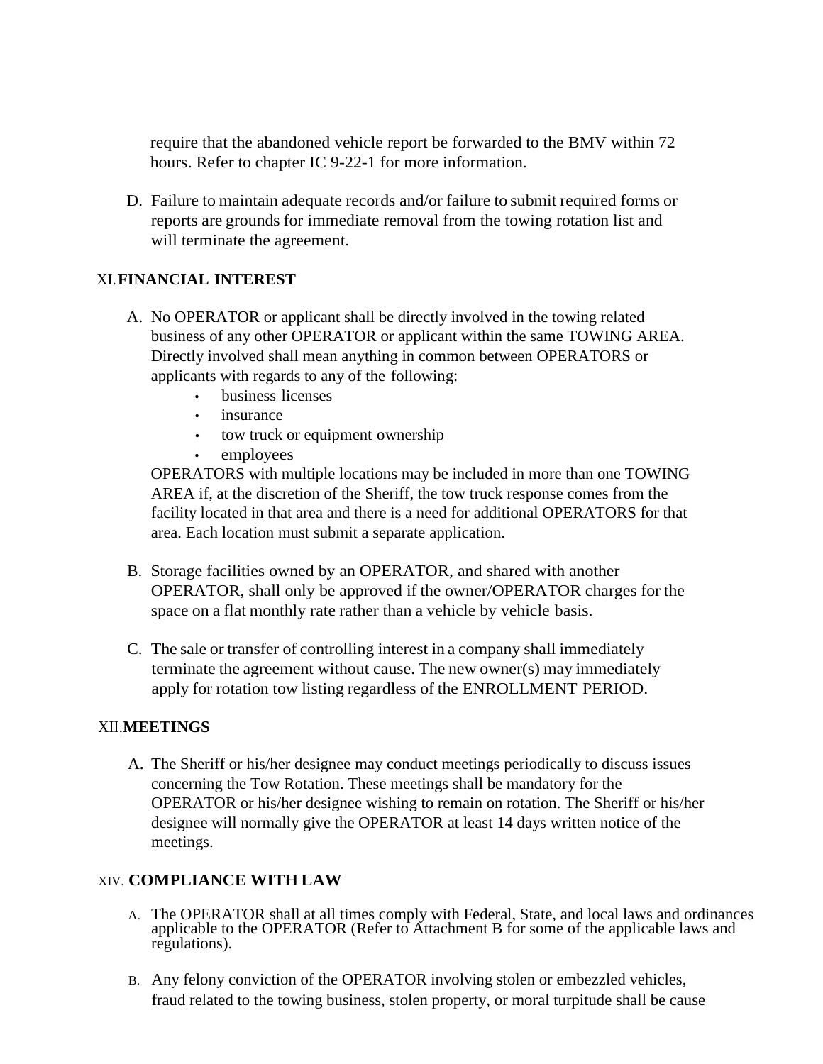require that the abandoned vehicle report be forwarded to the BMV within 72 hours. Refer to chapter IC 9-22-1 for more information.

D. Failure to maintain adequate records and/or failure to submit required forms or reports are grounds for immediate removal from the towing rotation list and will terminate the agreement.

## XI. FINANCIAL INTEREST

A. No OPERATOR or applicant shall be directly involved in the towing related business of any other OPERATOR or applicant within the same TOWING AREA. Directly involved shall mean anything in common between OPERATORS or applicants with regards to any of the following:
   - business licenses
   - insurance
   - tow truck or equipment ownership
   - employees

   OPERATORS with multiple locations may be included in more than one TOWING AREA if, at the discretion of the Sheriff, the tow truck response comes from the facility located in that area and there is a need for additional OPERATORS for that area. Each location must submit a separate application.

B. Storage facilities owned by an OPERATOR, and shared with another OPERATOR, shall only be approved if the owner/OPERATOR charges for the space on a flat monthly rate rather than a vehicle by vehicle basis.

C. The sale or transfer of controlling interest in a company shall immediately terminate the agreement without cause. The new owner(s) may immediately apply for rotation tow listing regardless of the ENROLLMENT PERIOD.

## XII. MEETINGS

A. The Sheriff or his/her designee may conduct meetings periodically to discuss issues concerning the Tow Rotation. These meetings shall be mandatory for the OPERATOR or his/her designee wishing to remain on rotation. The Sheriff or his/her designee will normally give the OPERATOR at least 14 days written notice of the meetings.

## XIV. COMPLIANCE WITH LAW

A. The OPERATOR shall at all times comply with Federal, State, and local laws and ordinances applicable to the OPERATOR (Refer to Attachment B for some of the applicable laws and regulations).

B. Any felony conviction of the OPERATOR involving stolen or embezzled vehicles, fraud related to the towing business, stolen property, or moral turpitude shall be cause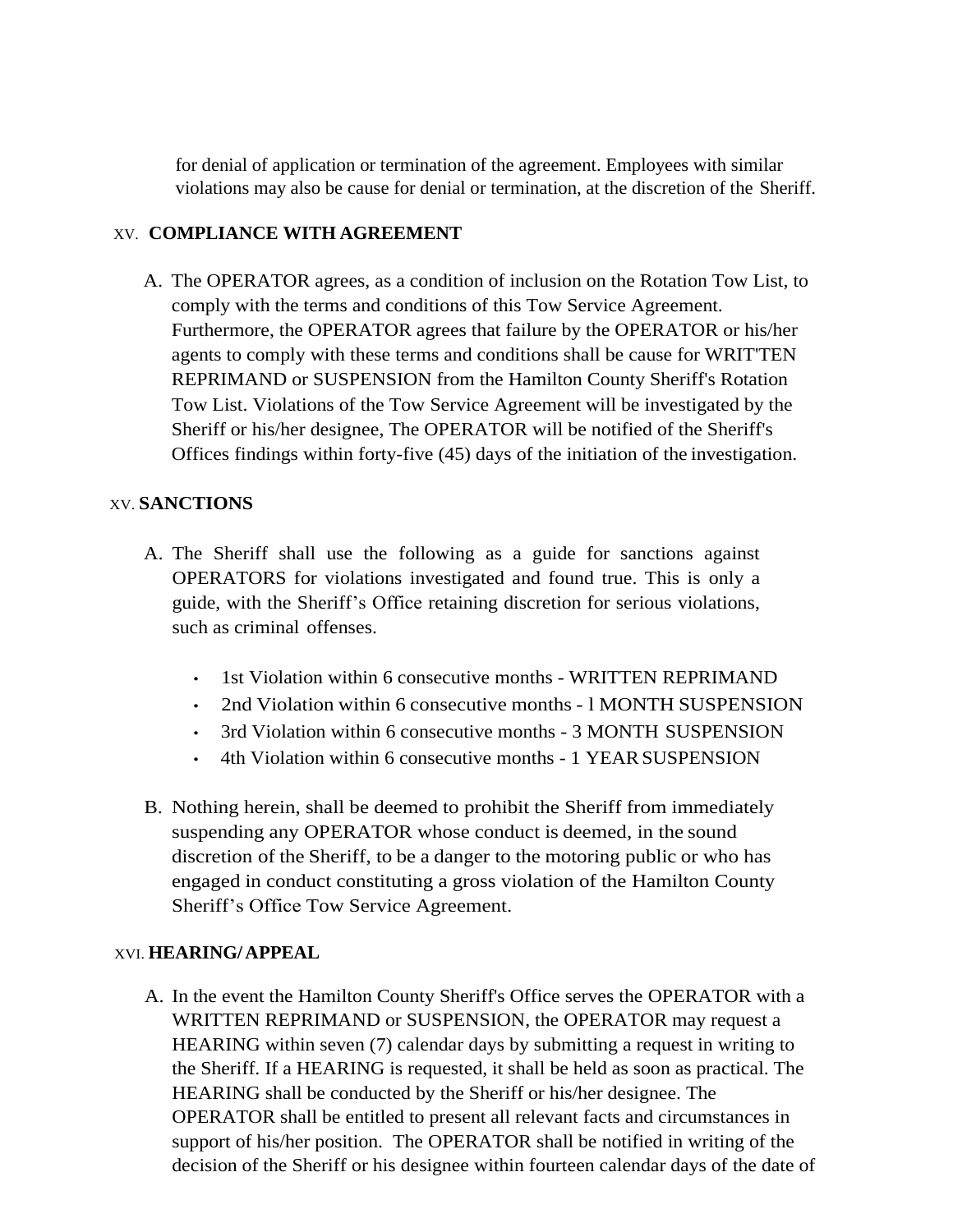for denial of application or termination of the agreement. Employees with similar violations may also be cause for denial or termination, at the discretion of the Sheriff.

## XV. COMPLIANCE WITH AGREEMENT

A. The OPERATOR agrees, as a condition of inclusion on the Rotation Tow List, to comply with the terms and conditions of this Tow Service Agreement. Furthermore, the OPERATOR agrees that failure by the OPERATOR or his/her agents to comply with these terms and conditions shall be cause for WRIT'TEN REPRIMAND or SUSPENSION from the Hamilton County Sheriff's Rotation Tow List. Violations of the Tow Service Agreement will be investigated by the Sheriff or his/her designee, The OPERATOR will be notified of the Sheriff's Offices findings within forty-five (45) days of the initiation of the investigation.

## XV. SANCTIONS

A. The Sheriff shall use the following as a guide for sanctions against OPERATORS for violations investigated and found true. This is only a guide, with the Sheriff's Office retaining discretion for serious violations, such as criminal offenses.

- 1st Violation within 6 consecutive months - WRITTEN REPRIMAND
- 2nd Violation within 6 consecutive months - l MONTH SUSPENSION
- 3rd Violation within 6 consecutive months - 3 MONTH SUSPENSION
- 4th Violation within 6 consecutive months - 1 YEAR SUSPENSION

B. Nothing herein, shall be deemed to prohibit the Sheriff from immediately suspending any OPERATOR whose conduct is deemed, in the sound discretion of the Sheriff, to be a danger to the motoring public or who has engaged in conduct constituting a gross violation of the Hamilton County Sheriff's Office Tow Service Agreement.

## XVI. HEARING/ APPEAL

A. In the event the Hamilton County Sheriff's Office serves the OPERATOR with a WRITTEN REPRIMAND or SUSPENSION, the OPERATOR may request a HEARING within seven (7) calendar days by submitting a request in writing to the Sheriff. If a HEARING is requested, it shall be held as soon as practical. The HEARING shall be conducted by the Sheriff or his/her designee. The OPERATOR shall be entitled to present all relevant facts and circumstances in support of his/her position. The OPERATOR shall be notified in writing of the decision of the Sheriff or his designee within fourteen calendar days of the date of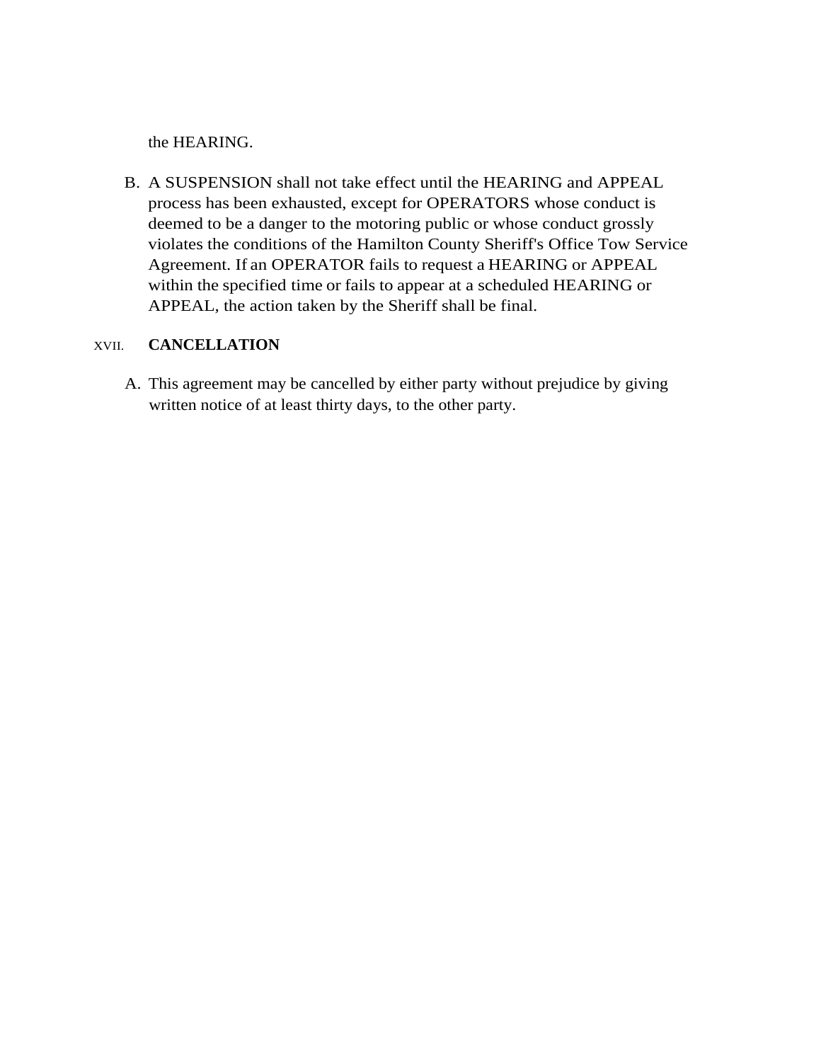the HEARING.

B. A SUSPENSION shall not take effect until the HEARING and APPEAL process has been exhausted, except for OPERATORS whose conduct is deemed to be a danger to the motoring public or whose conduct grossly violates the conditions of the Hamilton County Sheriff's Office Tow Service Agreement. If an OPERATOR fails to request a HEARING or APPEAL within the specified time or fails to appear at a scheduled HEARING or APPEAL, the action taken by the Sheriff shall be final.

## XVII. **CANCELLATION**

A. This agreement may be cancelled by either party without prejudice by giving written notice of at least thirty days, to the other party.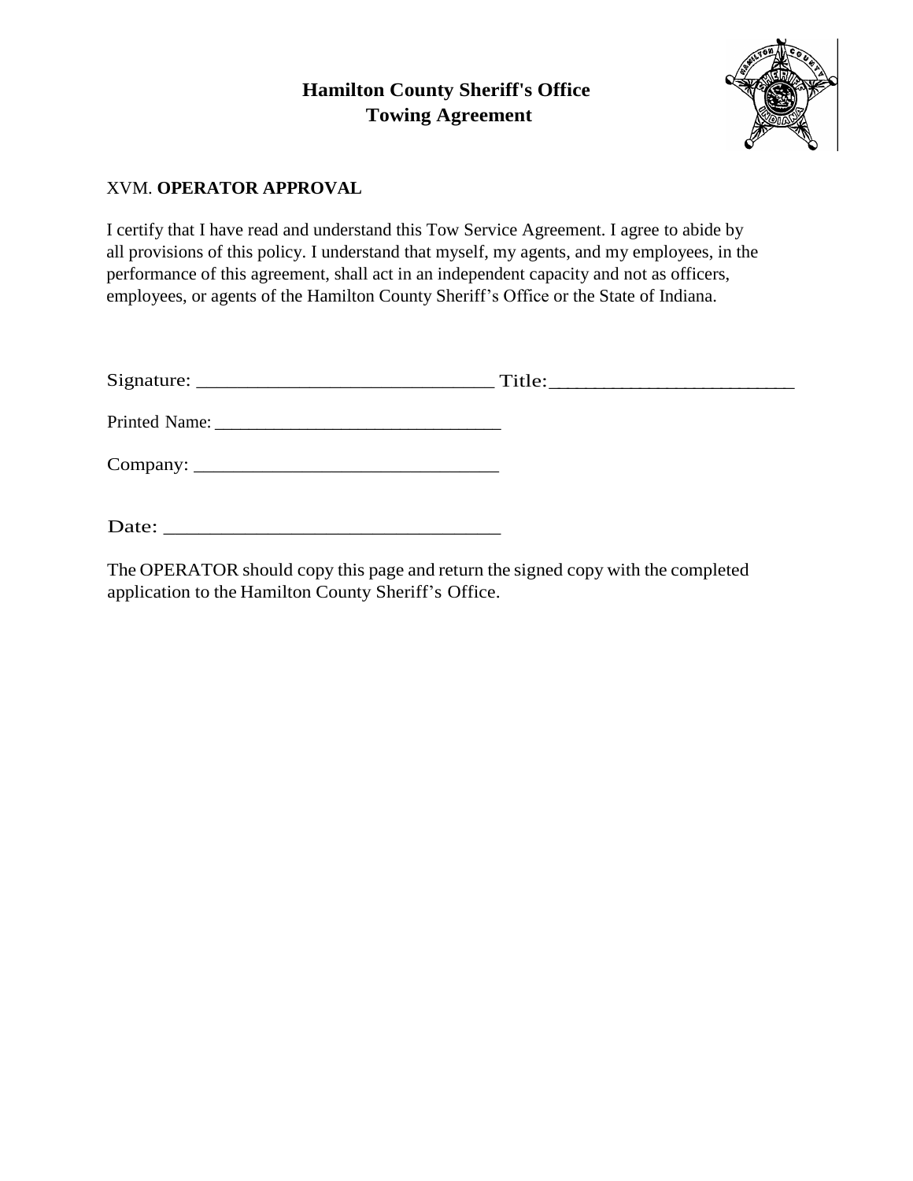# Hamilton County Sheriff's Office
# Towing Agreement

XVM. **OPERATOR APPROVAL**

I certify that I have read and understand this Tow Service Agreement. I agree to abide by all provisions of this policy. I understand that myself, my agents, and my employees, in the performance of this agreement, shall act in an independent capacity and not as officers, employees, or agents of the Hamilton County Sheriff's Office or the State of Indiana.

Signature: ______________________________ Title:_________________________

Printed Name: _______________________________

Company: _______________________________

Date: _________________________________

The OPERATOR should copy this page and return the signed copy with the completed application to the Hamilton County Sheriff's Office.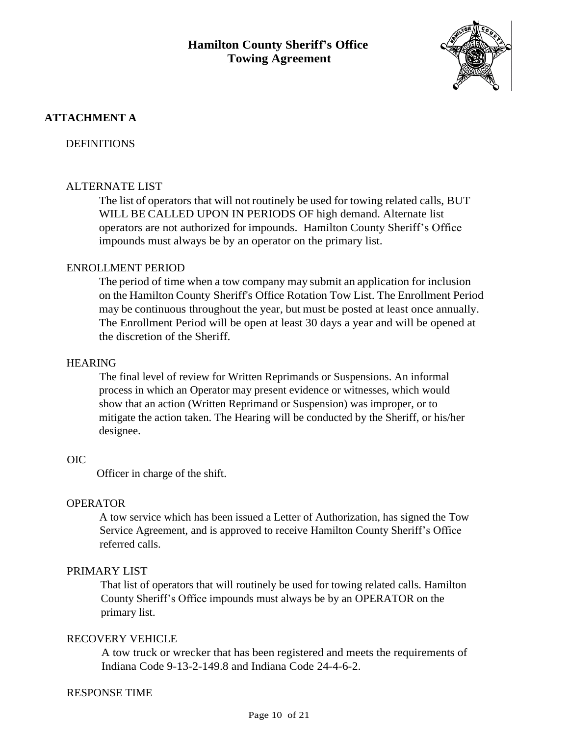# Hamilton County Sheriff's Office
## Towing Agreement

### ATTACHMENT A

DEFINITIONS

ALTERNATE LIST

The list of operators that will not routinely be used for towing related calls, BUT WILL BE CALLED UPON IN PERIODS OF high demand. Alternate list operators are not authorized for impounds. Hamilton County Sheriff's Office impounds must always be by an operator on the primary list.

ENROLLMENT PERIOD

The period of time when a tow company may submit an application for inclusion on the Hamilton County Sheriff's Office Rotation Tow List. The Enrollment Period may be continuous throughout the year, but must be posted at least once annually. The Enrollment Period will be open at least 30 days a year and will be opened at the discretion of the Sheriff.

HEARING

The final level of review for Written Reprimands or Suspensions. An informal process in which an Operator may present evidence or witnesses, which would show that an action (Written Reprimand or Suspension) was improper, or to mitigate the action taken. The Hearing will be conducted by the Sheriff, or his/her designee.

OIC

Officer in charge of the shift.

OPERATOR

A tow service which has been issued a Letter of Authorization, has signed the Tow Service Agreement, and is approved to receive Hamilton County Sheriff's Office referred calls.

PRIMARY LIST

That list of operators that will routinely be used for towing related calls. Hamilton County Sheriff's Office impounds must always be by an OPERATOR on the primary list.

RECOVERY VEHICLE

A tow truck or wrecker that has been registered and meets the requirements of Indiana Code 9-13-2-149.8 and Indiana Code 24-4-6-2.

RESPONSE TIME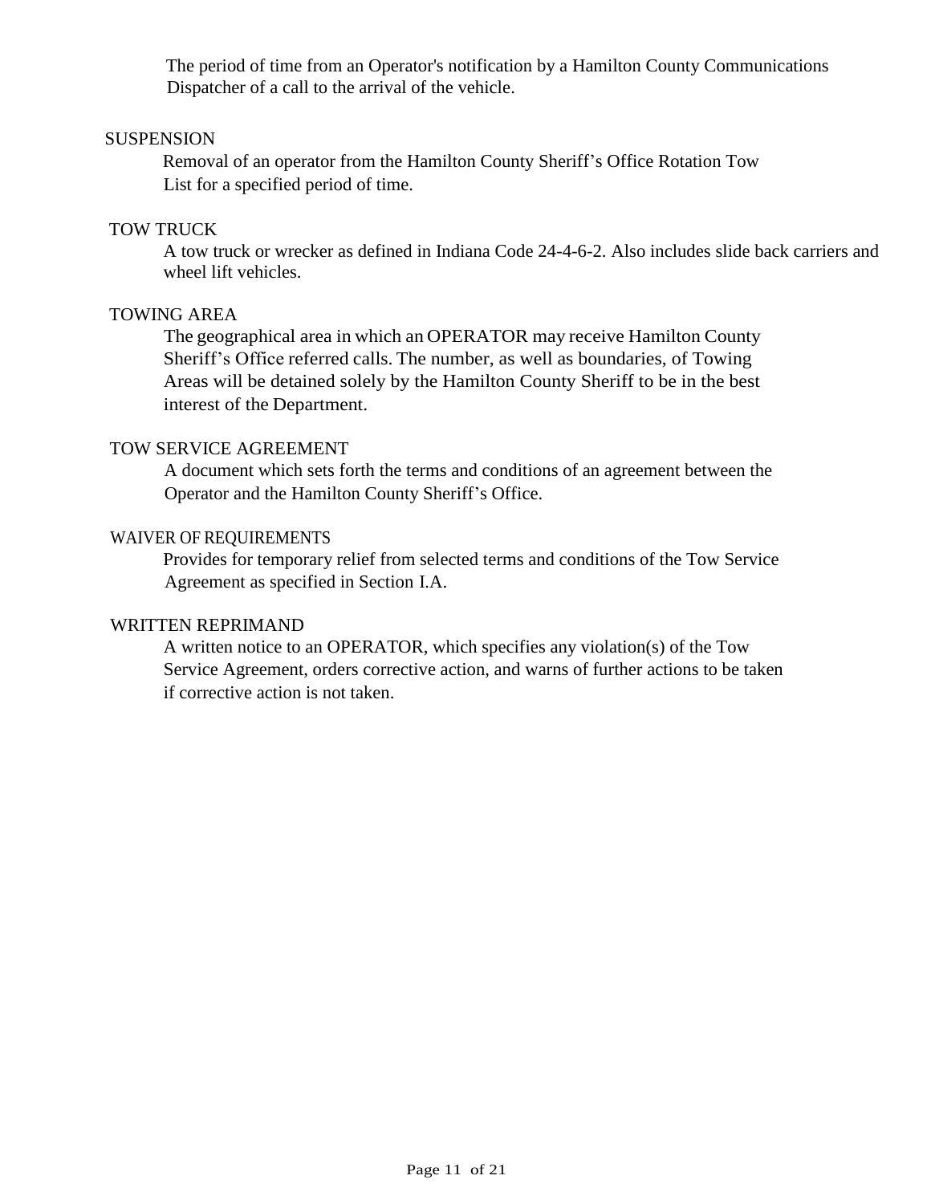The period of time from an Operator's notification by a Hamilton County Communications Dispatcher of a call to the arrival of the vehicle.

SUSPENSION

Removal of an operator from the Hamilton County Sheriff's Office Rotation Tow List for a specified period of time.

TOW TRUCK

A tow truck or wrecker as defined in Indiana Code 24-4-6-2. Also includes slide back carriers and wheel lift vehicles.

TOWING AREA

The geographical area in which an OPERATOR may receive Hamilton County Sheriff's Office referred calls. The number, as well as boundaries, of Towing Areas will be detained solely by the Hamilton County Sheriff to be in the best interest of the Department.

TOW SERVICE AGREEMENT

A document which sets forth the terms and conditions of an agreement between the Operator and the Hamilton County Sheriff's Office.

WAIVER OF REQUIREMENTS

Provides for temporary relief from selected terms and conditions of the Tow Service Agreement as specified in Section I.A.

WRITTEN REPRIMAND

A written notice to an OPERATOR, which specifies any violation(s) of the Tow Service Agreement, orders corrective action, and warns of further actions to be taken if corrective action is not taken.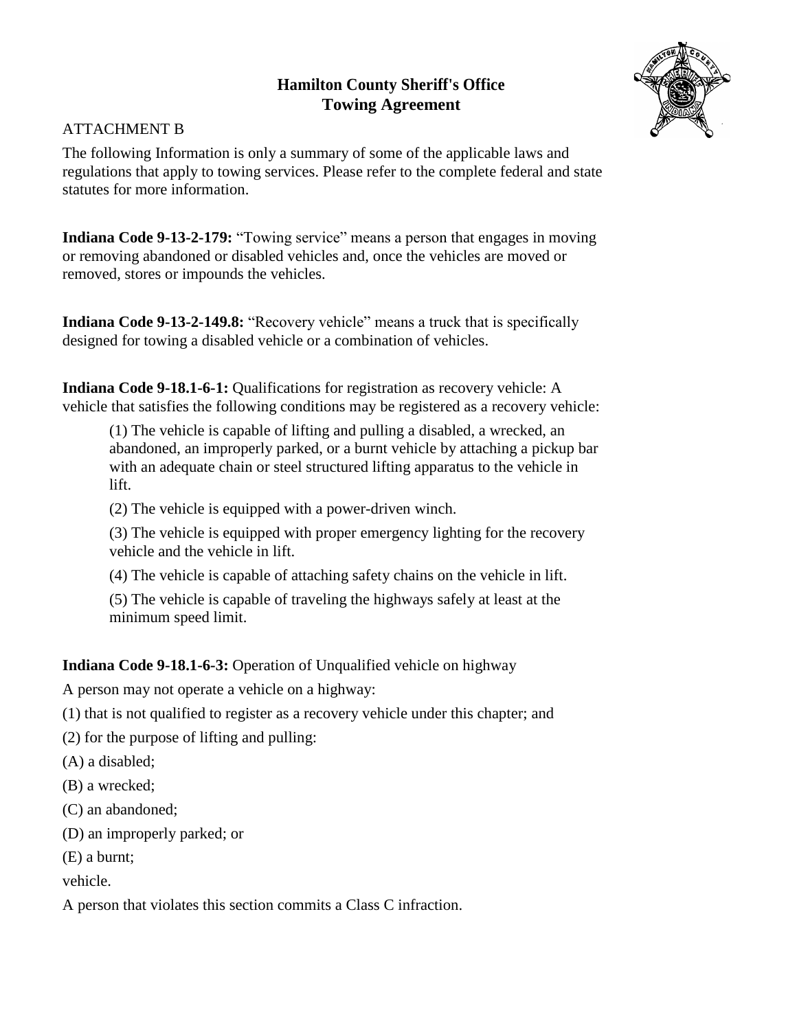# Hamilton County Sheriff's Office
# Towing Agreement

ATTACHMENT B

The following Information is only a summary of some of the applicable laws and regulations that apply to towing services. Please refer to the complete federal and state statutes for more information.

**Indiana Code 9-13-2-179:** "Towing service" means a person that engages in moving or removing abandoned or disabled vehicles and, once the vehicles are moved or removed, stores or impounds the vehicles.

**Indiana Code 9-13-2-149.8:** "Recovery vehicle" means a truck that is specifically designed for towing a disabled vehicle or a combination of vehicles.

**Indiana Code 9-18.1-6-1:** Qualifications for registration as recovery vehicle: A vehicle that satisfies the following conditions may be registered as a recovery vehicle:

> (1) The vehicle is capable of lifting and pulling a disabled, a wrecked, an abandoned, an improperly parked, or a burnt vehicle by attaching a pickup bar with an adequate chain or steel structured lifting apparatus to the vehicle in lift.
>
> (2) The vehicle is equipped with a power-driven winch.
>
> (3) The vehicle is equipped with proper emergency lighting for the recovery vehicle and the vehicle in lift.
>
> (4) The vehicle is capable of attaching safety chains on the vehicle in lift.
>
> (5) The vehicle is capable of traveling the highways safely at least at the minimum speed limit.

**Indiana Code 9-18.1-6-3:** Operation of Unqualified vehicle on highway

A person may not operate a vehicle on a highway:

(1) that is not qualified to register as a recovery vehicle under this chapter; and

(2) for the purpose of lifting and pulling:

(A) a disabled;

(B) a wrecked;

(C) an abandoned;

(D) an improperly parked; or

(E) a burnt;

vehicle.

A person that violates this section commits a Class C infraction.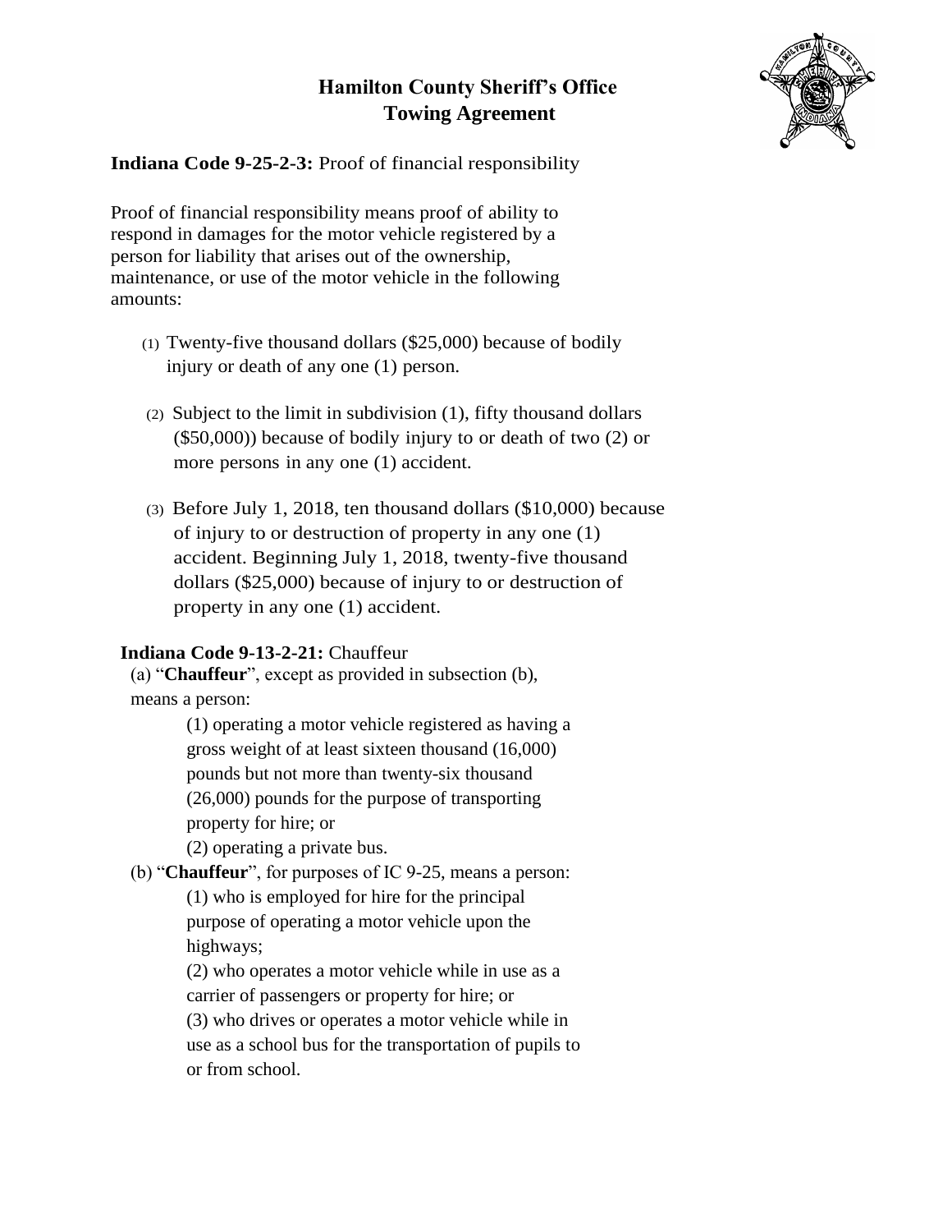# Hamilton County Sheriff's Office
# Towing Agreement

**Indiana Code 9-25-2-3:** Proof of financial responsibility

Proof of financial responsibility means proof of ability to respond in damages for the motor vehicle registered by a person for liability that arises out of the ownership, maintenance, or use of the motor vehicle in the following amounts:

(1) Twenty-five thousand dollars ($25,000) because of bodily injury or death of any one (1) person.

(2) Subject to the limit in subdivision (1), fifty thousand dollars ($50,000)) because of bodily injury to or death of two (2) or more persons in any one (1) accident.

(3) Before July 1, 2018, ten thousand dollars ($10,000) because of injury to or destruction of property in any one (1) accident. Beginning July 1, 2018, twenty-five thousand dollars ($25,000) because of injury to or destruction of property in any one (1) accident.

**Indiana Code 9-13-2-21:** Chauffeur

(a) "**Chauffeur**", except as provided in subsection (b), means a person:

(1) operating a motor vehicle registered as having a gross weight of at least sixteen thousand (16,000) pounds but not more than twenty-six thousand (26,000) pounds for the purpose of transporting property for hire; or

(2) operating a private bus.

(b) "**Chauffeur**", for purposes of IC 9-25, means a person:

(1) who is employed for hire for the principal purpose of operating a motor vehicle upon the highways;

(2) who operates a motor vehicle while in use as a carrier of passengers or property for hire; or

(3) who drives or operates a motor vehicle while in use as a school bus for the transportation of pupils to or from school.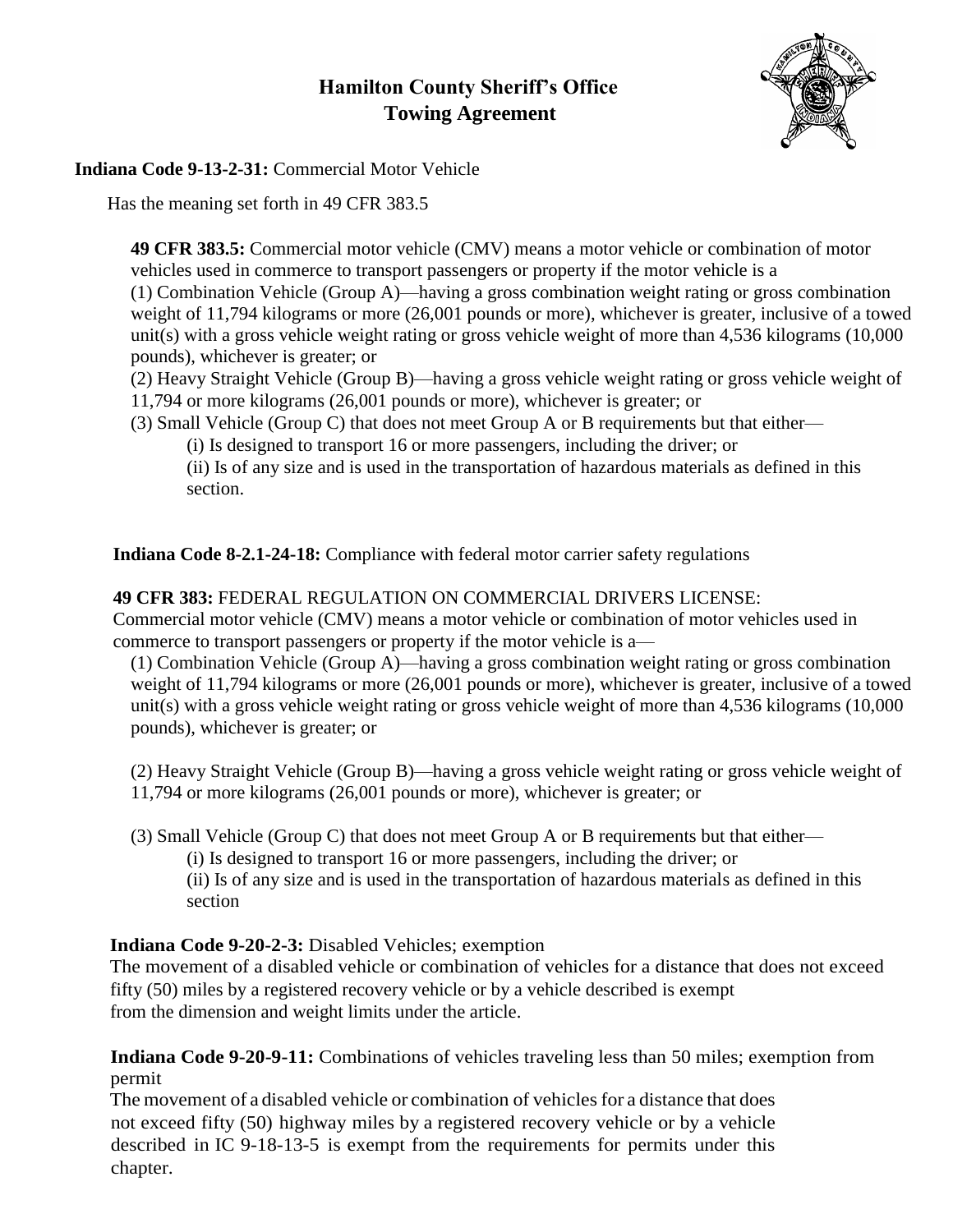# Hamilton County Sheriff's Office
## Towing Agreement

**Indiana Code 9-13-2-31:** Commercial Motor Vehicle

Has the meaning set forth in 49 CFR 383.5

**49 CFR 383.5:** Commercial motor vehicle (CMV) means a motor vehicle or combination of motor vehicles used in commerce to transport passengers or property if the motor vehicle is a

(1) Combination Vehicle (Group A)—having a gross combination weight rating or gross combination weight of 11,794 kilograms or more (26,001 pounds or more), whichever is greater, inclusive of a towed unit(s) with a gross vehicle weight rating or gross vehicle weight of more than 4,536 kilograms (10,000 pounds), whichever is greater; or

(2) Heavy Straight Vehicle (Group B)—having a gross vehicle weight rating or gross vehicle weight of 11,794 or more kilograms (26,001 pounds or more), whichever is greater; or

(3) Small Vehicle (Group C) that does not meet Group A or B requirements but that either—

(i) Is designed to transport 16 or more passengers, including the driver; or

(ii) Is of any size and is used in the transportation of hazardous materials as defined in this section.

**Indiana Code 8-2.1-24-18:** Compliance with federal motor carrier safety regulations

**49 CFR 383:** FEDERAL REGULATION ON COMMERCIAL DRIVERS LICENSE:

Commercial motor vehicle (CMV) means a motor vehicle or combination of motor vehicles used in commerce to transport passengers or property if the motor vehicle is a—

(1) Combination Vehicle (Group A)—having a gross combination weight rating or gross combination weight of 11,794 kilograms or more (26,001 pounds or more), whichever is greater, inclusive of a towed unit(s) with a gross vehicle weight rating or gross vehicle weight of more than 4,536 kilograms (10,000 pounds), whichever is greater; or

(2) Heavy Straight Vehicle (Group B)—having a gross vehicle weight rating or gross vehicle weight of 11,794 or more kilograms (26,001 pounds or more), whichever is greater; or

(3) Small Vehicle (Group C) that does not meet Group A or B requirements but that either—

(i) Is designed to transport 16 or more passengers, including the driver; or

(ii) Is of any size and is used in the transportation of hazardous materials as defined in this section

**Indiana Code 9-20-2-3:** Disabled Vehicles; exemption

The movement of a disabled vehicle or combination of vehicles for a distance that does not exceed fifty (50) miles by a registered recovery vehicle or by a vehicle described is exempt from the dimension and weight limits under the article.

**Indiana Code 9-20-9-11:** Combinations of vehicles traveling less than 50 miles; exemption from permit

The movement of a disabled vehicle or combination of vehicles for a distance that does not exceed fifty (50) highway miles by a registered recovery vehicle or by a vehicle described in IC 9-18-13-5 is exempt from the requirements for permits under this chapter.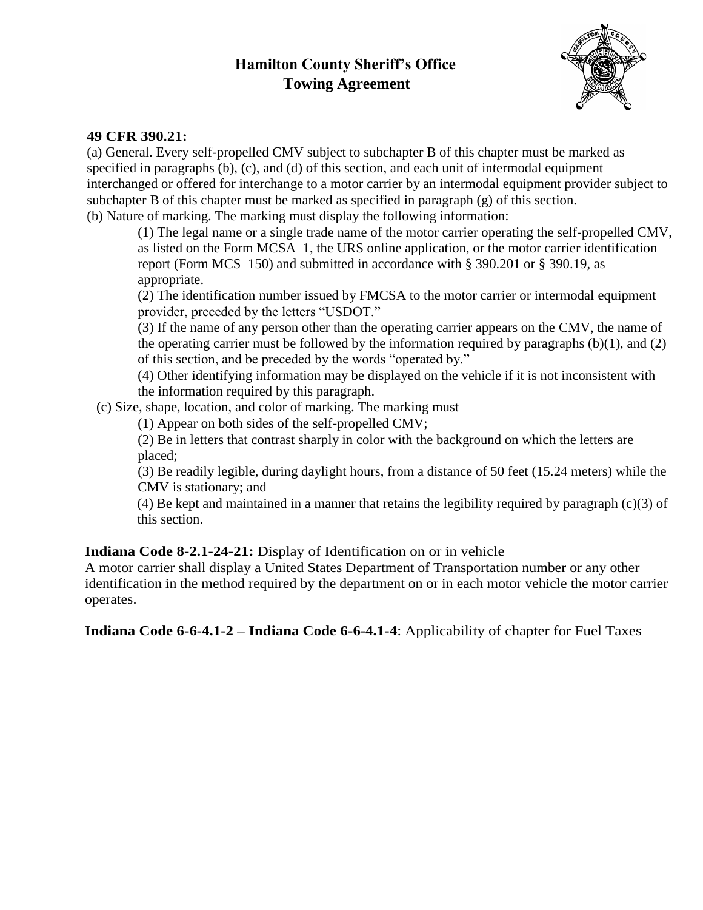**Hamilton County Sheriff's Office**
**Towing Agreement**

**49 CFR 390.21:**

(a) General. Every self-propelled CMV subject to subchapter B of this chapter must be marked as specified in paragraphs (b), (c), and (d) of this section, and each unit of intermodal equipment interchanged or offered for interchange to a motor carrier by an intermodal equipment provider subject to subchapter B of this chapter must be marked as specified in paragraph (g) of this section.

(b) Nature of marking. The marking must display the following information:

(1) The legal name or a single trade name of the motor carrier operating the self-propelled CMV, as listed on the Form MCSA–1, the URS online application, or the motor carrier identification report (Form MCS–150) and submitted in accordance with § 390.201 or § 390.19, as appropriate.

(2) The identification number issued by FMCSA to the motor carrier or intermodal equipment provider, preceded by the letters "USDOT."

(3) If the name of any person other than the operating carrier appears on the CMV, the name of the operating carrier must be followed by the information required by paragraphs (b)(1), and (2) of this section, and be preceded by the words "operated by."

(4) Other identifying information may be displayed on the vehicle if it is not inconsistent with the information required by this paragraph.

(c) Size, shape, location, and color of marking. The marking must—

(1) Appear on both sides of the self-propelled CMV;

(2) Be in letters that contrast sharply in color with the background on which the letters are placed;

(3) Be readily legible, during daylight hours, from a distance of 50 feet (15.24 meters) while the CMV is stationary; and

(4) Be kept and maintained in a manner that retains the legibility required by paragraph (c)(3) of this section.

**Indiana Code 8-2.1-24-21:** Display of Identification on or in vehicle

A motor carrier shall display a United States Department of Transportation number or any other identification in the method required by the department on or in each motor vehicle the motor carrier operates.

**Indiana Code 6-6-4.1-2 – Indiana Code 6-6-4.1-4**: Applicability of chapter for Fuel Taxes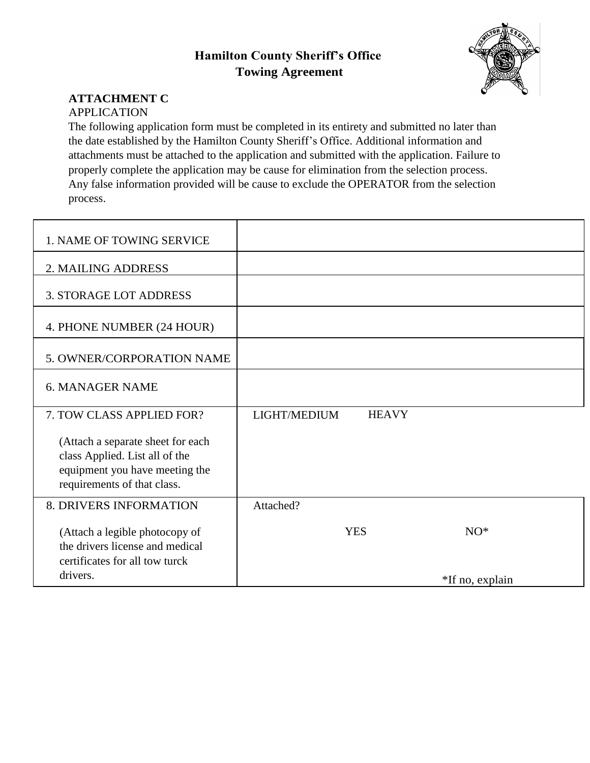# Hamilton County Sheriff's Office
## Towing Agreement

**ATTACHMENT C**

APPLICATION

The following application form must be completed in its entirety and submitted no later than the date established by the Hamilton County Sheriff's Office. Additional information and attachments must be attached to the application and submitted with the application. Failure to properly complete the application may be cause for elimination from the selection process. Any false information provided will be cause to exclude the OPERATOR from the selection process.

| | |
|---|---|
| 1. NAME OF TOWING SERVICE | |
| 2. MAILING ADDRESS | |
| 3. STORAGE LOT ADDRESS | |
| 4. PHONE NUMBER (24 HOUR) | |
| 5. OWNER/CORPORATION NAME | |
| 6. MANAGER NAME | |
| 7. TOW CLASS APPLIED FOR?<br><br>(Attach a separate sheet for each class Applied. List all of the equipment you have meeting the requirements of that class. | LIGHT/MEDIUM HEAVY |
| 8. DRIVERS INFORMATION<br><br>(Attach a legible photocopy of the drivers license and medical certificates for all tow turck drivers. | Attached?<br><br>YES NO*<br><br>*If no, explain |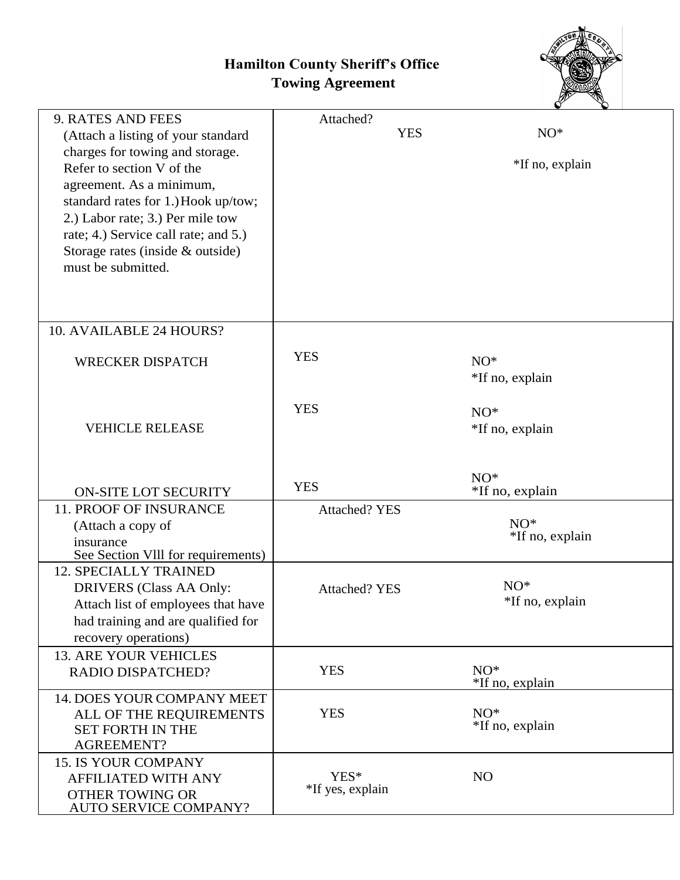**Hamilton County Sheriff's Office**
**Towing Agreement**

| | | |
|---|---|---|
| 9. RATES AND FEES (Attach a listing of your standard charges for towing and storage. Refer to section V of the agreement. As a minimum, standard rates for 1.) Hook up/tow; 2.) Labor rate; 3.) Per mile tow rate; 4.) Service call rate; and 5.) Storage rates (inside & outside) must be submitted. | Attached? YES | NO* *If no, explain |
| 10. AVAILABLE 24 HOURS? | | |
| WRECKER DISPATCH | YES | NO* *If no, explain |
| VEHICLE RELEASE | YES | NO* *If no, explain |
| ON-SITE LOT SECURITY | YES | NO* *If no, explain |
| 11. PROOF OF INSURANCE (Attach a copy of insurance See Section VIII for requirements) | Attached? YES | NO* *If no, explain |
| 12. SPECIALLY TRAINED DRIVERS (Class AA Only: Attach list of employees that have had training and are qualified for recovery operations) | Attached? YES | NO* *If no, explain |
| 13. ARE YOUR VEHICLES RADIO DISPATCHED? | YES | NO* *If no, explain |
| 14. DOES YOUR COMPANY MEET ALL OF THE REQUIREMENTS SET FORTH IN THE AGREEMENT? | YES | NO* *If no, explain |
| 15. IS YOUR COMPANY AFFILIATED WITH ANY OTHER TOWING OR AUTO SERVICE COMPANY? | YES* *If yes, explain | NO |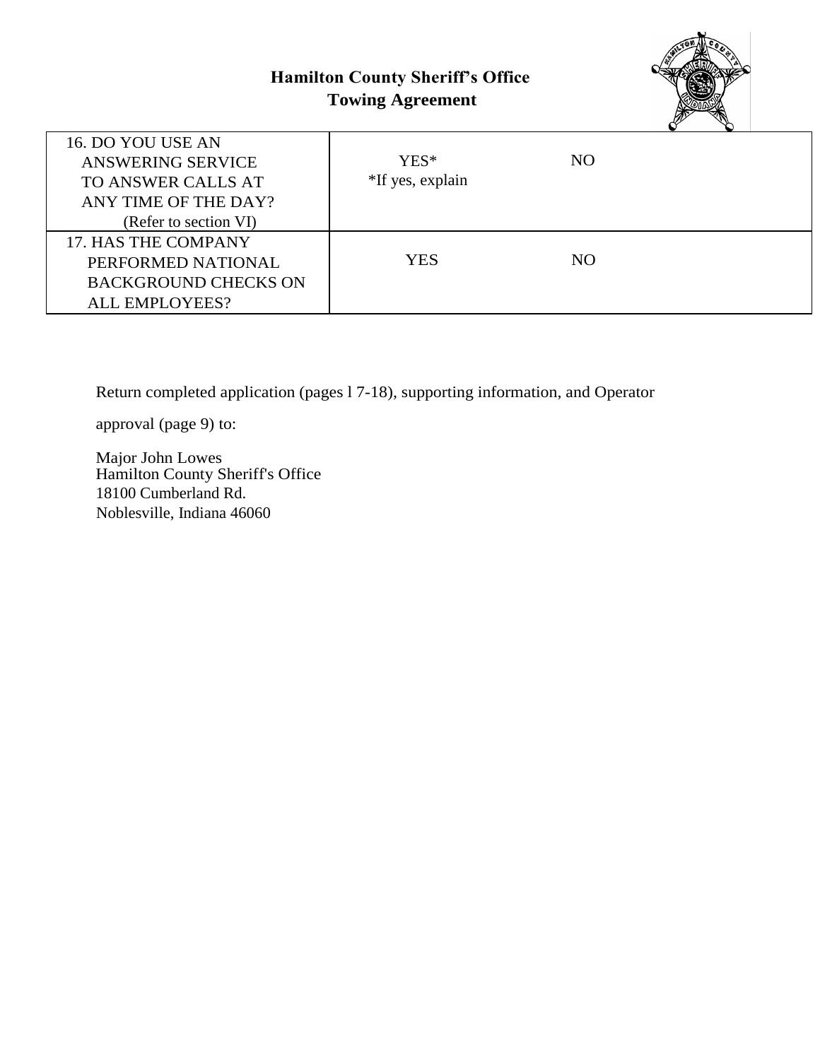**Hamilton County Sheriff's Office**
**Towing Agreement**

| | | |
|---|---|---|
| 16. DO YOU USE AN ANSWERING SERVICE TO ANSWER CALLS AT ANY TIME OF THE DAY? (Refer to section VI) | YES* *If yes, explain | NO |
| 17. HAS THE COMPANY PERFORMED NATIONAL BACKGROUND CHECKS ON ALL EMPLOYEES? | YES | NO |

Return completed application (pages l 7-18), supporting information, and Operator

approval (page 9) to:

Major John Lowes
Hamilton County Sheriff's Office
18100 Cumberland Rd.
Noblesville, Indiana 46060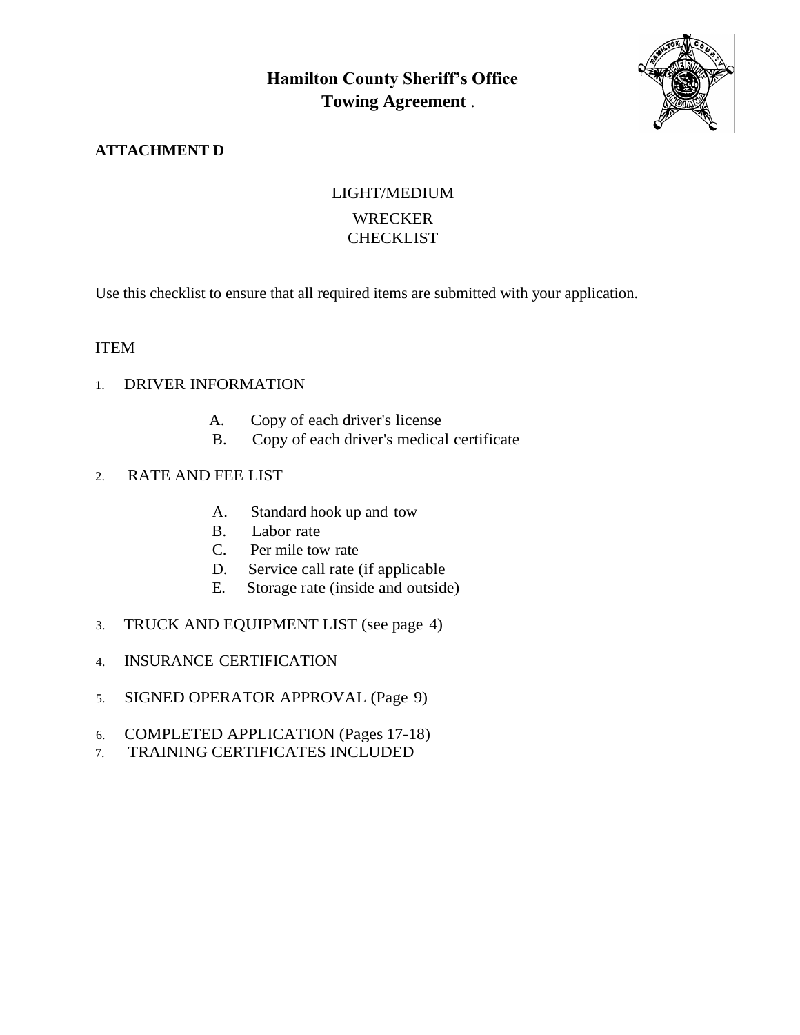# Hamilton County Sheriff's Office
## Towing Agreement .

**ATTACHMENT D**

LIGHT/MEDIUM

WRECKER CHECKLIST

Use this checklist to ensure that all required items are submitted with your application.

ITEM

1. DRIVER INFORMATION
   - A. Copy of each driver's license
   - B. Copy of each driver's medical certificate
2. RATE AND FEE LIST
   - A. Standard hook up and tow
   - B. Labor rate
   - C. Per mile tow rate
   - D. Service call rate (if applicable
   - E. Storage rate (inside and outside)
3. TRUCK AND EQUIPMENT LIST (see page 4)
4. INSURANCE CERTIFICATION
5. SIGNED OPERATOR APPROVAL (Page 9)
6. COMPLETED APPLICATION (Pages 17-18)
7. TRAINING CERTIFICATES INCLUDED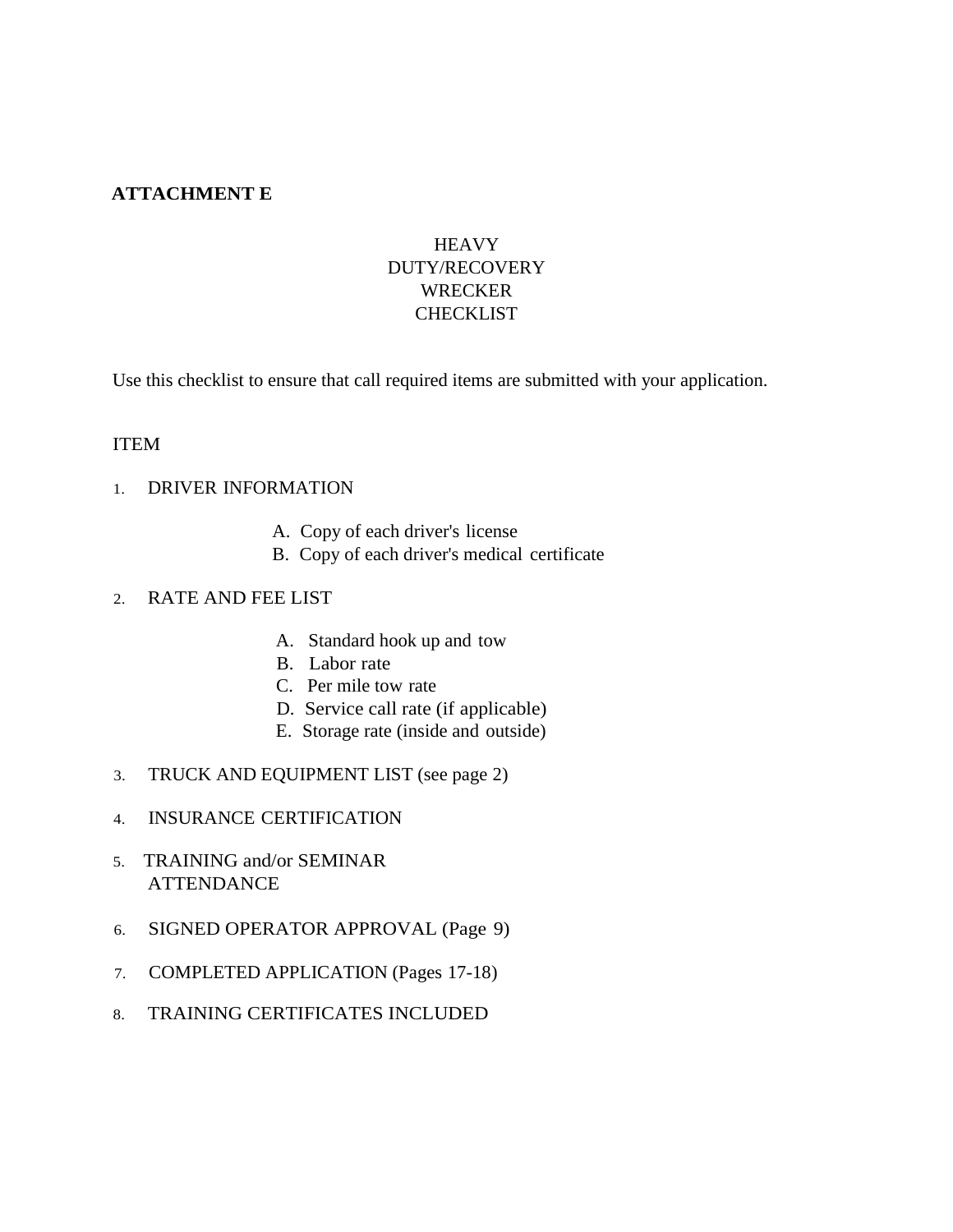**ATTACHMENT E**

HEAVY
DUTY/RECOVERY
WRECKER
CHECKLIST

Use this checklist to ensure that call required items are submitted with your application.

ITEM

1. DRIVER INFORMATION
   - A. Copy of each driver's license
   - B. Copy of each driver's medical certificate
2. RATE AND FEE LIST
   - A. Standard hook up and tow
   - B. Labor rate
   - C. Per mile tow rate
   - D. Service call rate (if applicable)
   - E. Storage rate (inside and outside)
3. TRUCK AND EQUIPMENT LIST (see page 2)
4. INSURANCE CERTIFICATION
5. TRAINING and/or SEMINAR ATTENDANCE
6. SIGNED OPERATOR APPROVAL (Page 9)
7. COMPLETED APPLICATION (Pages 17-18)
8. TRAINING CERTIFICATES INCLUDED